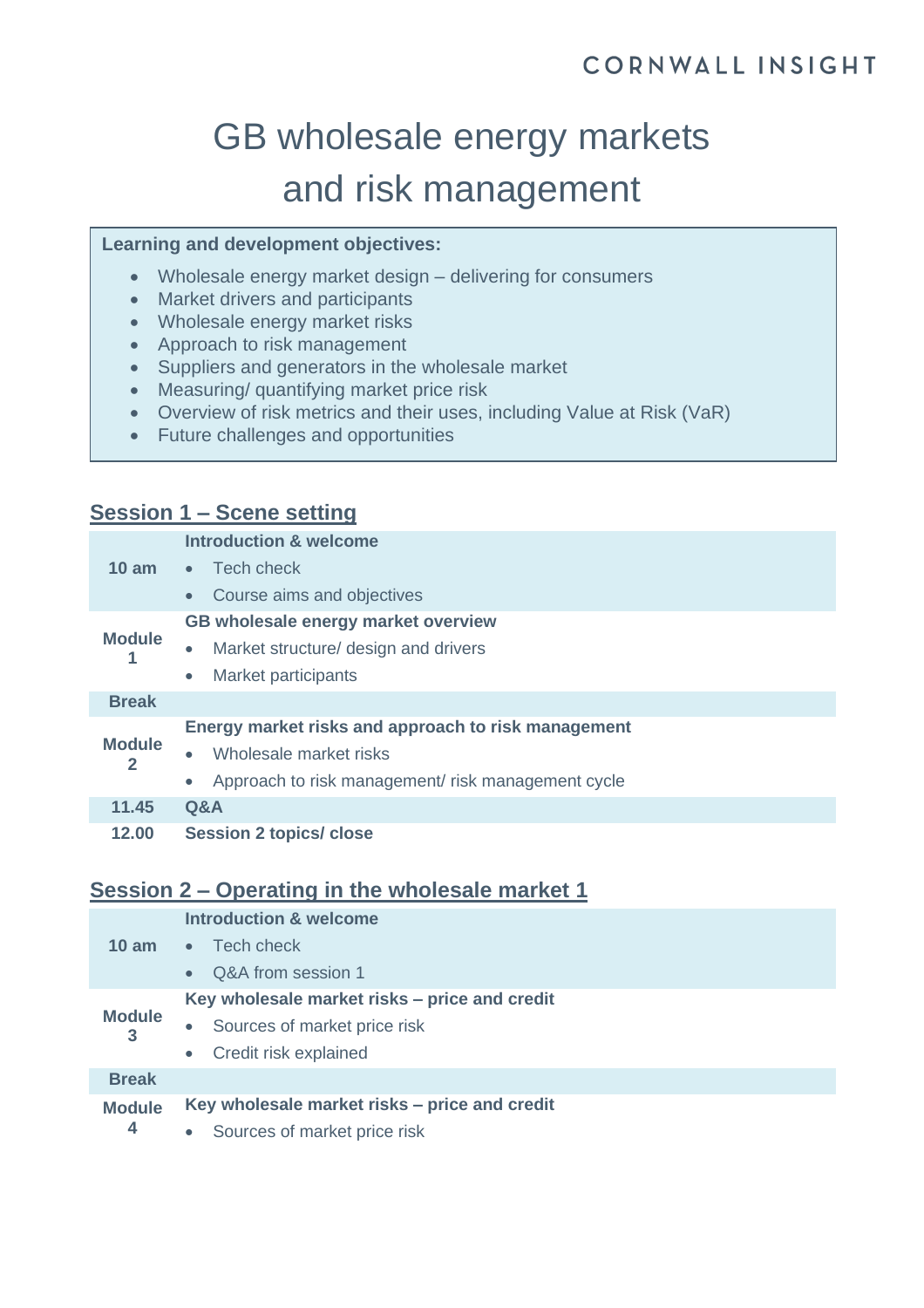CORNWALL INSIGHT

# GB wholesale energy markets and risk management

**Learning and development objectives:**

- Wholesale energy market design – delivering for consumers
- Market drivers and participants
- Wholesale energy market risks
- Approach to risk management
- Suppliers and generators in the wholesale market
- Measuring/ quantifying market price risk
- Overview of risk metrics and their uses, including Value at Risk (VaR)
- Future challenges and opportunities

## Session 1 – Scene setting

| | |
|---|---|
| **10 am** | **Introduction & welcome**<br>• Tech check<br>• Course aims and objectives |
| **Module 1** | **GB wholesale energy market overview**<br>• Market structure/ design and drivers<br>• Market participants |
| **Break** | |
| **Module 2** | **Energy market risks and approach to risk management**<br>• Wholesale market risks<br>• Approach to risk management/ risk management cycle |
| **11.45** | **Q&A** |
| **12.00** | **Session 2 topics/ close** |

## Session 2 – Operating in the wholesale market 1

| | |
|---|---|
| **10 am** | **Introduction & welcome**<br>• Tech check<br>• Q&A from session 1 |
| **Module 3** | **Key wholesale market risks – price and credit**<br>• Sources of market price risk<br>• Credit risk explained |
| **Break** | |
| **Module 4** | **Key wholesale market risks – price and credit**<br>• Sources of market price risk |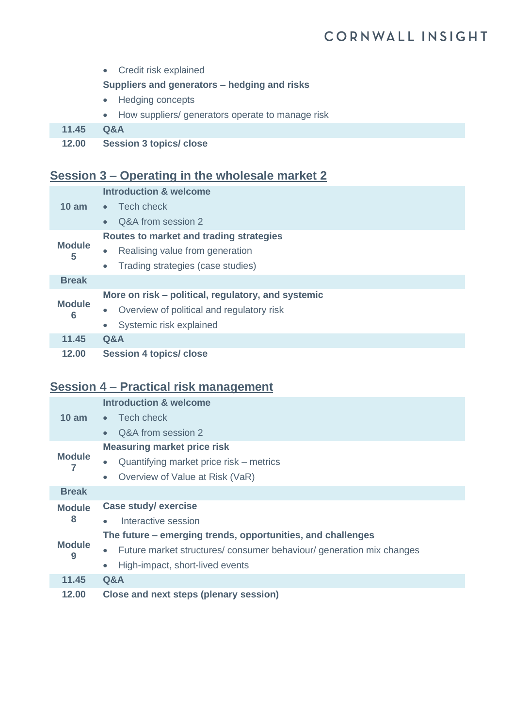| | |
|---|---|
| | • Credit risk explained |
| | **Suppliers and generators – hedging and risks** |
| | • Hedging concepts |
| | • How suppliers/ generators operate to manage risk |
| **11.45** | **Q&A** |
| **12.00** | **Session 3 topics/ close** |

## Session 3 – Operating in the wholesale market 2

| | |
|---|---|
| **10 am** | **Introduction & welcome**<br>• Tech check<br>• Q&A from session 2 |
| **Module 5** | **Routes to market and trading strategies**<br>• Realising value from generation<br>• Trading strategies (case studies) |
| **Break** | |
| **Module 6** | **More on risk – political, regulatory, and systemic**<br>• Overview of political and regulatory risk<br>• Systemic risk explained |
| **11.45** | **Q&A** |
| **12.00** | **Session 4 topics/ close** |

## Session 4 – Practical risk management

| | |
|---|---|
| **10 am** | **Introduction & welcome**<br>• Tech check<br>• Q&A from session 2 |
| **Module 7** | **Measuring market price risk**<br>• Quantifying market price risk – metrics<br>• Overview of Value at Risk (VaR) |
| **Break** | |
| **Module 8** | **Case study/ exercise**<br>• Interactive session |
| **Module 9** | **The future – emerging trends, opportunities, and challenges**<br>• Future market structures/ consumer behaviour/ generation mix changes<br>• High-impact, short-lived events |
| **11.45** | **Q&A** |
| **12.00** | **Close and next steps (plenary session)** |